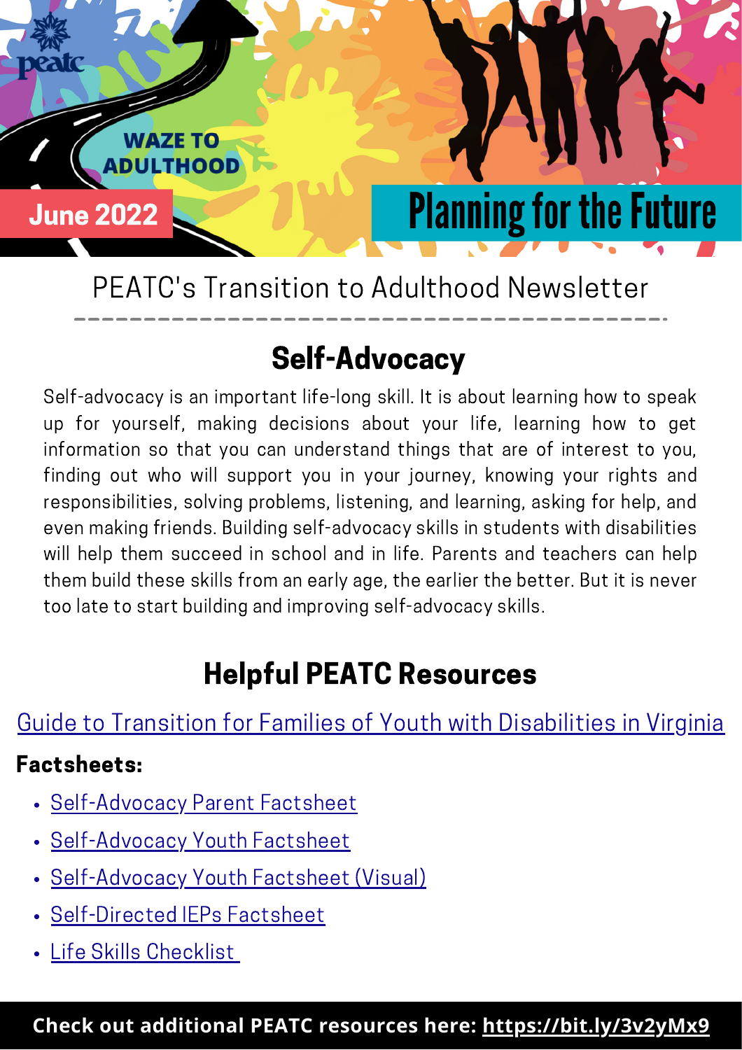WAZE TO ADULTHOOD

June 2022

# Planning for the Future

PEATC's Transition to Adulthood Newsletter

## Self-Advocacy

Self-advocacy is an important life-long skill. It is about learning how to speak up for yourself, making decisions about your life, learning how to get information so that you can understand things that are of interest to you, finding out who will support you in your journey, knowing your rights and responsibilities, solving problems, listening, and learning, asking for help, and even making friends. Building self-advocacy skills in students with disabilities will help them succeed in school and in life. Parents and teachers can help them build these skills from an early age, the earlier the better. But it is never too late to start building and improving self-advocacy skills.

## Helpful PEATC Resources

Guide to Transition for Families of Youth with Disabilities in Virginia

**Factsheets:**

- Self-Advocacy Parent Factsheet
- Self-Advocacy Youth Factsheet
- Self-Advocacy Youth Factsheet (Visual)
- Self-Directed IEPs Factsheet
- Life Skills Checklist

**Check out additional PEATC resources here: https://bit.ly/3v2yMx9**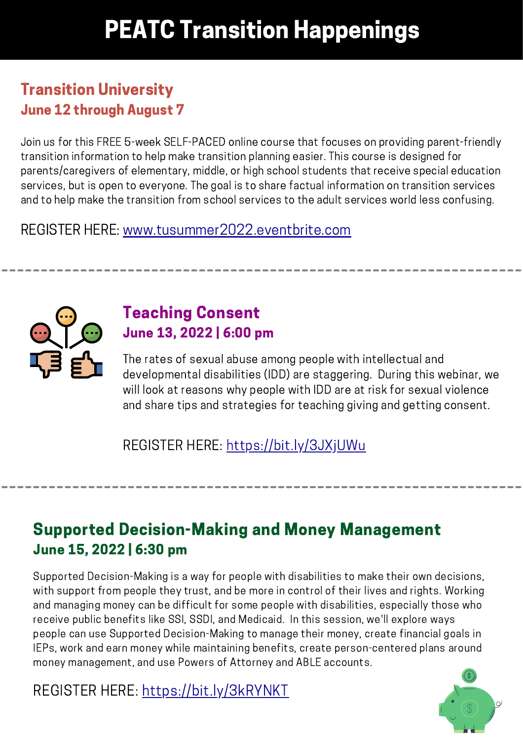# PEATC Transition Happenings

## Transition University

### June 12 through August 7

Join us for this FREE 5-week SELF-PACED online course that focuses on providing parent-friendly transition information to help make transition planning easier. This course is designed for parents/caregivers of elementary, middle, or high school students that receive special education services, but is open to everyone. The goal is to share factual information on transition services and to help make the transition from school services to the adult services world less confusing.

REGISTER HERE: [www.tusummer2022.eventbrite.com](www.tusummer2022.eventbrite.com)

---

## Teaching Consent

### June 13, 2022 | 6:00 pm

The rates of sexual abuse among people with intellectual and developmental disabilities (IDD) are staggering. During this webinar, we will look at reasons why people with IDD are at risk for sexual violence and share tips and strategies for teaching giving and getting consent.

REGISTER HERE: [https://bit.ly/3JXjUWu](https://bit.ly/3JXjUWu)

---

## Supported Decision-Making and Money Management

### June 15, 2022 | 6:30 pm

Supported Decision-Making is a way for people with disabilities to make their own decisions, with support from people they trust, and be more in control of their lives and rights. Working and managing money can be difficult for some people with disabilities, especially those who receive public benefits like SSI, SSDI, and Medicaid. In this session, we'll explore ways people can use Supported Decision-Making to manage their money, create financial goals in IEPs, work and earn money while maintaining benefits, create person-centered plans around money management, and use Powers of Attorney and ABLE accounts.

REGISTER HERE: [https://bit.ly/3kRYNKT](https://bit.ly/3kRYNKT)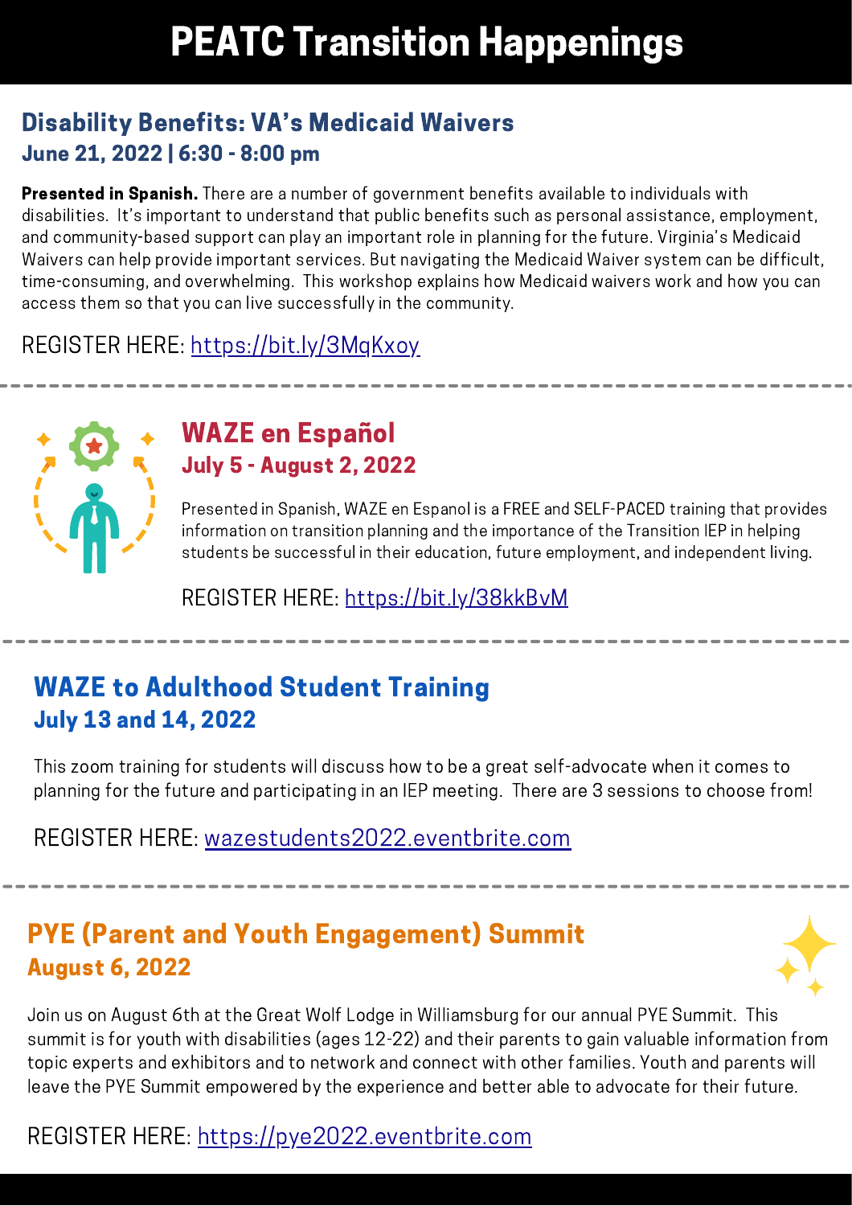# PEATC Transition Happenings

## Disability Benefits: VA's Medicaid Waivers

### June 21, 2022 | 6:30 - 8:00 pm

**Presented in Spanish.** There are a number of government benefits available to individuals with disabilities. It's important to understand that public benefits such as personal assistance, employment, and community-based support can play an important role in planning for the future. Virginia's Medicaid Waivers can help provide important services. But navigating the Medicaid Waiver system can be difficult, time-consuming, and overwhelming. This workshop explains how Medicaid waivers work and how you can access them so that you can live successfully in the community.

REGISTER HERE: https://bit.ly/3MqKxoy

---

## WAZE en Español

### July 5 - August 2, 2022

Presented in Spanish, WAZE en Espanol is a FREE and SELF-PACED training that provides information on transition planning and the importance of the Transition IEP in helping students be successful in their education, future employment, and independent living.

REGISTER HERE: https://bit.ly/38kkBvM

---

## WAZE to Adulthood Student Training

### July 13 and 14, 2022

This zoom training for students will discuss how to be a great self-advocate when it comes to planning for the future and participating in an IEP meeting. There are 3 sessions to choose from!

REGISTER HERE: wazestudents2022.eventbrite.com

---

## PYE (Parent and Youth Engagement) Summit

### August 6, 2022

Join us on August 6th at the Great Wolf Lodge in Williamsburg for our annual PYE Summit. This summit is for youth with disabilities (ages 12-22) and their parents to gain valuable information from topic experts and exhibitors and to network and connect with other families. Youth and parents will leave the PYE Summit empowered by the experience and better able to advocate for their future.

REGISTER HERE: https://pye2022.eventbrite.com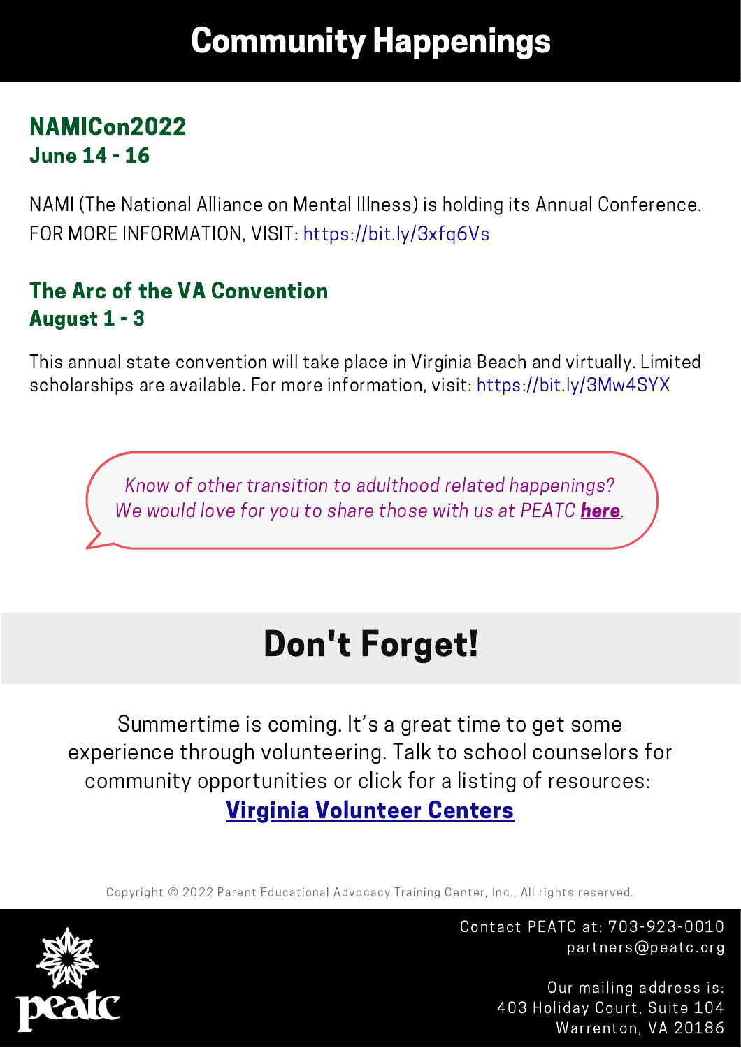# Community Happenings

### NAMICon2022
### June 14 - 16

NAMI (The National Alliance on Mental Illness) is holding its Annual Conference. FOR MORE INFORMATION, VISIT: https://bit.ly/3xfq6Vs

### The Arc of the VA Convention
### August 1 - 3

This annual state convention will take place in Virginia Beach and virtually. Limited scholarships are available. For more information, visit: https://bit.ly/3Mw4SYX

*Know of other transition to adulthood related happenings? We would love for you to share those with us at PEATC **here**.*

# Don't Forget!

Summertime is coming. It's a great time to get some experience through volunteering. Talk to school counselors for community opportunities or click for a listing of resources:

**Virginia Volunteer Centers**

Copyright © 2022 Parent Educational Advocacy Training Center, Inc., All rights reserved.

peatc

Contact PEATC at: 703-923-0010
partners@peatc.org

Our mailing address is:
403 Holiday Court, Suite 104
Warrenton, VA 20186